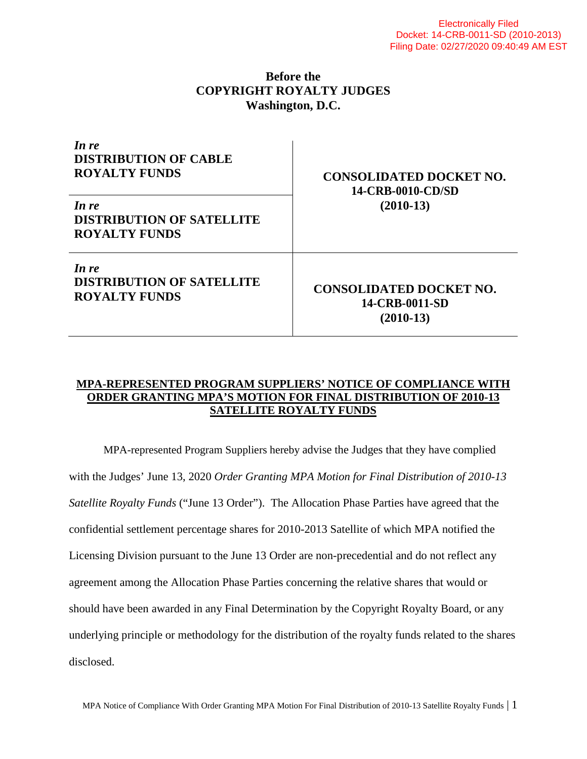Electronically Filed
Docket: 14-CRB-0011-SD (2010-2013)
Filing Date: 02/27/2020 09:40:49 AM EST

**Before the**
**COPYRIGHT ROYALTY JUDGES**
**Washington, D.C.**

| | |
|---|---|
| ***In re*** **DISTRIBUTION OF CABLE ROYALTY FUNDS** | **CONSOLIDATED DOCKET NO. 14-CRB-0010-CD/SD (2010-13)** |
| ***In re*** **DISTRIBUTION OF SATELLITE ROYALTY FUNDS** | |
| ***In re*** **DISTRIBUTION OF SATELLITE ROYALTY FUNDS** | **CONSOLIDATED DOCKET NO. 14-CRB-0011-SD (2010-13)** |

**MPA-REPRESENTED PROGRAM SUPPLIERS' NOTICE OF COMPLIANCE WITH ORDER GRANTING MPA'S MOTION FOR FINAL DISTRIBUTION OF 2010-13 SATELLITE ROYALTY FUNDS**

MPA-represented Program Suppliers hereby advise the Judges that they have complied with the Judges' June 13, 2020 *Order Granting MPA Motion for Final Distribution of 2010-13 Satellite Royalty Funds* ("June 13 Order"). The Allocation Phase Parties have agreed that the confidential settlement percentage shares for 2010-2013 Satellite of which MPA notified the Licensing Division pursuant to the June 13 Order are non-precedential and do not reflect any agreement among the Allocation Phase Parties concerning the relative shares that would or should have been awarded in any Final Determination by the Copyright Royalty Board, or any underlying principle or methodology for the distribution of the royalty funds related to the shares disclosed.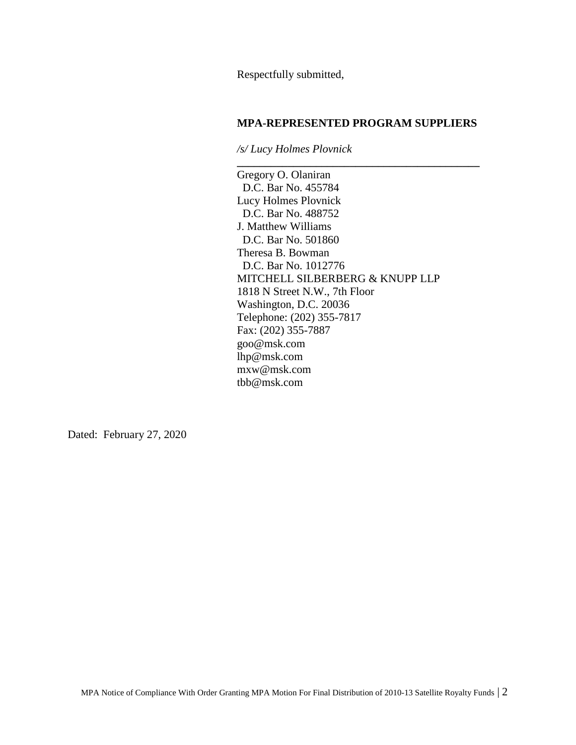Respectfully submitted,

**MPA-REPRESENTED PROGRAM SUPPLIERS**

*/s/ Lucy Holmes Plovnick*

---

Gregory O. Olaniran
D.C. Bar No. 455784
Lucy Holmes Plovnick
D.C. Bar No. 488752
J. Matthew Williams
D.C. Bar No. 501860
Theresa B. Bowman
D.C. Bar No. 1012776
MITCHELL SILBERBERG & KNUPP LLP
1818 N Street N.W., 7th Floor
Washington, D.C. 20036
Telephone: (202) 355-7817
Fax: (202) 355-7887
goo@msk.com
lhp@msk.com
mxw@msk.com
tbb@msk.com

Dated: February 27, 2020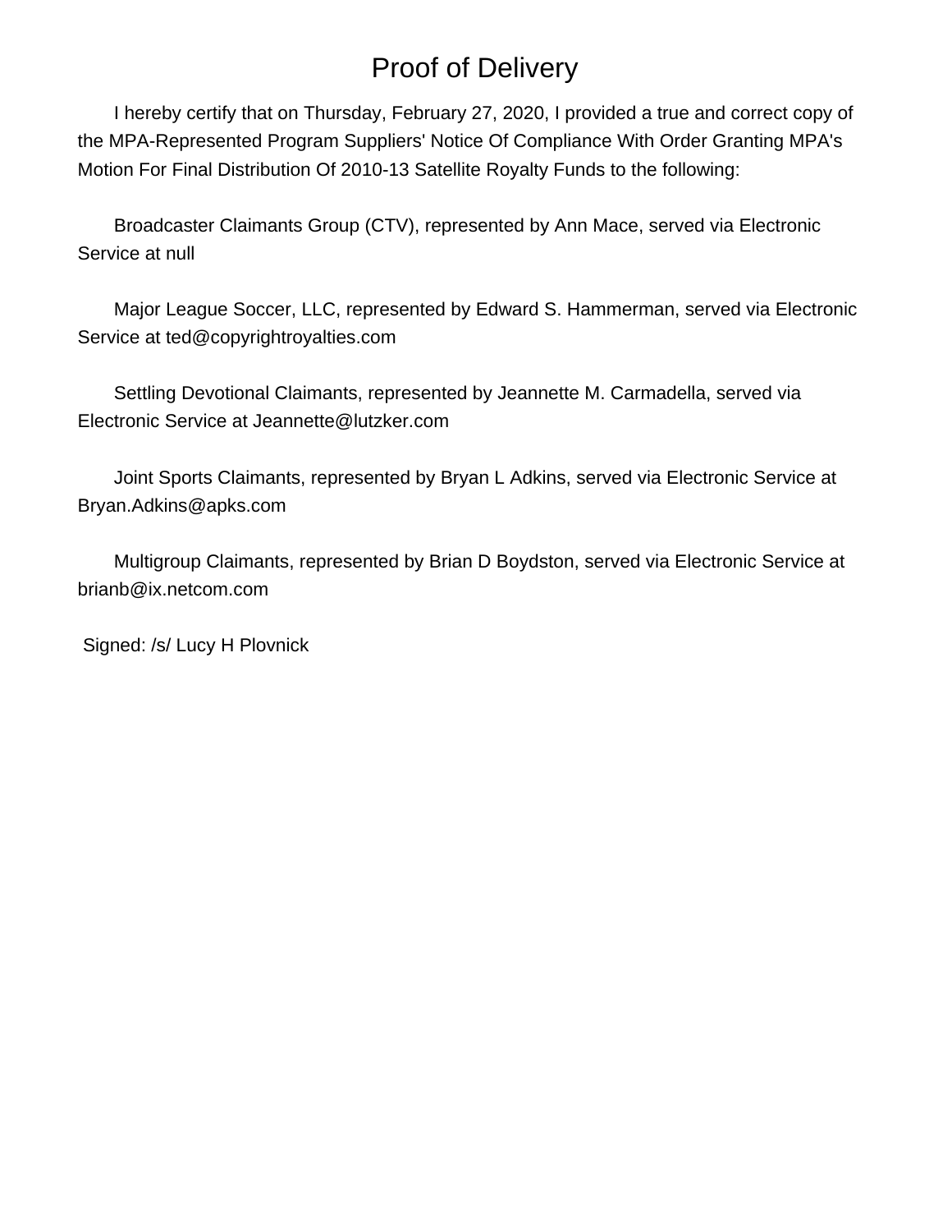# Proof of Delivery

I hereby certify that on Thursday, February 27, 2020, I provided a true and correct copy of the MPA-Represented Program Suppliers' Notice Of Compliance With Order Granting MPA's Motion For Final Distribution Of 2010-13 Satellite Royalty Funds to the following:

Broadcaster Claimants Group (CTV), represented by Ann Mace, served via Electronic Service at null

Major League Soccer, LLC, represented by Edward S. Hammerman, served via Electronic Service at ted@copyrightroyalties.com

Settling Devotional Claimants, represented by Jeannette M. Carmadella, served via Electronic Service at Jeannette@lutzker.com

Joint Sports Claimants, represented by Bryan L Adkins, served via Electronic Service at Bryan.Adkins@apks.com

Multigroup Claimants, represented by Brian D Boydston, served via Electronic Service at brianb@ix.netcom.com

Signed: /s/ Lucy H Plovnick